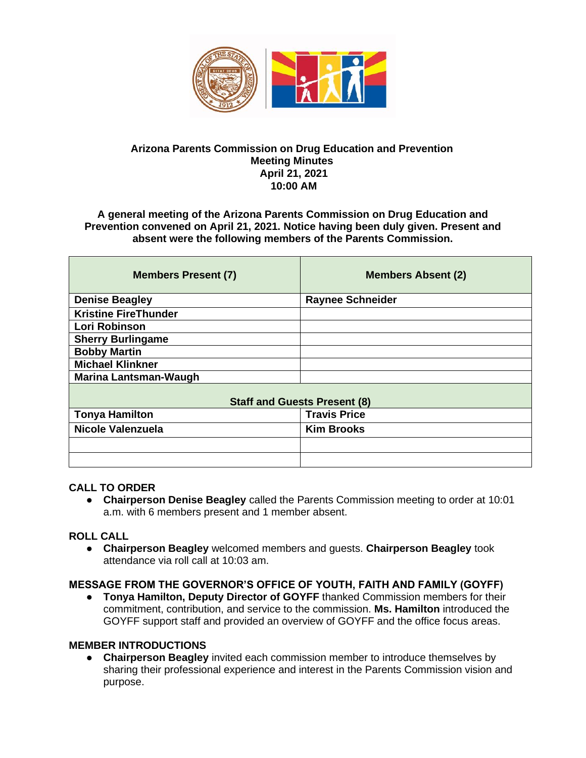**Arizona Parents Commission on Drug Education and Prevention**
**Meeting Minutes**
**April 21, 2021**
**10:00 AM**

**A general meeting of the Arizona Parents Commission on Drug Education and Prevention convened on April 21, 2021. Notice having been duly given. Present and absent were the following members of the Parents Commission.**

| Members Present (7) | Members Absent (2) |
|---|---|
| Denise Beagley | Raynee Schneider |
| Kristine FireThunder | |
| Lori Robinson | |
| Sherry Burlingame | |
| Bobby Martin | |
| Michael Klinkner | |
| Marina Lantsman-Waugh | |
| **Staff and Guests Present (8)** | |
| Tonya Hamilton | Travis Price |
| Nicole Valenzuela | Kim Brooks |
| | |
| | |

## CALL TO ORDER

- **Chairperson Denise Beagley** called the Parents Commission meeting to order at 10:01 a.m. with 6 members present and 1 member absent.

## ROLL CALL

- **Chairperson Beagley** welcomed members and guests. **Chairperson Beagley** took attendance via roll call at 10:03 am.

## MESSAGE FROM THE GOVERNOR'S OFFICE OF YOUTH, FAITH AND FAMILY (GOYFF)

- **Tonya Hamilton, Deputy Director of GOYFF** thanked Commission members for their commitment, contribution, and service to the commission. **Ms. Hamilton** introduced the GOYFF support staff and provided an overview of GOYFF and the office focus areas.

## MEMBER INTRODUCTIONS

- **Chairperson Beagley** invited each commission member to introduce themselves by sharing their professional experience and interest in the Parents Commission vision and purpose.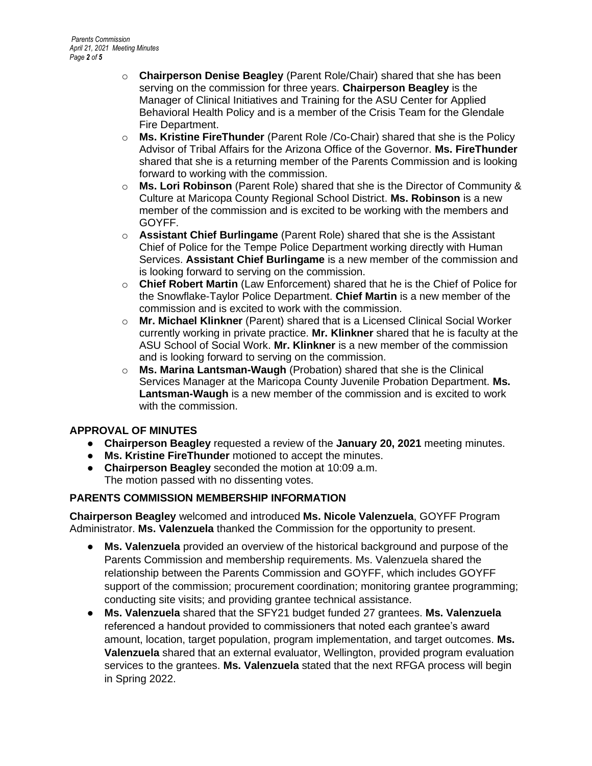- **Chairperson Denise Beagley** (Parent Role/Chair) shared that she has been serving on the commission for three years. **Chairperson Beagley** is the Manager of Clinical Initiatives and Training for the ASU Center for Applied Behavioral Health Policy and is a member of the Crisis Team for the Glendale Fire Department.
- **Ms. Kristine FireThunder** (Parent Role /Co-Chair) shared that she is the Policy Advisor of Tribal Affairs for the Arizona Office of the Governor. **Ms. FireThunder** shared that she is a returning member of the Parents Commission and is looking forward to working with the commission.
- **Ms. Lori Robinson** (Parent Role) shared that she is the Director of Community & Culture at Maricopa County Regional School District. **Ms. Robinson** is a new member of the commission and is excited to be working with the members and GOYFF.
- **Assistant Chief Burlingame** (Parent Role) shared that she is the Assistant Chief of Police for the Tempe Police Department working directly with Human Services. **Assistant Chief Burlingame** is a new member of the commission and is looking forward to serving on the commission.
- **Chief Robert Martin** (Law Enforcement) shared that he is the Chief of Police for the Snowflake-Taylor Police Department. **Chief Martin** is a new member of the commission and is excited to work with the commission.
- **Mr. Michael Klinkner** (Parent) shared that is a Licensed Clinical Social Worker currently working in private practice. **Mr. Klinkner** shared that he is faculty at the ASU School of Social Work. **Mr. Klinkner** is a new member of the commission and is looking forward to serving on the commission.
- **Ms. Marina Lantsman-Waugh** (Probation) shared that she is the Clinical Services Manager at the Maricopa County Juvenile Probation Department. **Ms. Lantsman-Waugh** is a new member of the commission and is excited to work with the commission.

## APPROVAL OF MINUTES

- **Chairperson Beagley** requested a review of the **January 20, 2021** meeting minutes.
- **Ms. Kristine FireThunder** motioned to accept the minutes.
- **Chairperson Beagley** seconded the motion at 10:09 a.m.
  The motion passed with no dissenting votes.

## PARENTS COMMISSION MEMBERSHIP INFORMATION

**Chairperson Beagley** welcomed and introduced **Ms. Nicole Valenzuela**, GOYFF Program Administrator. **Ms. Valenzuela** thanked the Commission for the opportunity to present.

- **Ms. Valenzuela** provided an overview of the historical background and purpose of the Parents Commission and membership requirements. Ms. Valenzuela shared the relationship between the Parents Commission and GOYFF, which includes GOYFF support of the commission; procurement coordination; monitoring grantee programming; conducting site visits; and providing grantee technical assistance.
- **Ms. Valenzuela** shared that the SFY21 budget funded 27 grantees. **Ms. Valenzuela** referenced a handout provided to commissioners that noted each grantee's award amount, location, target population, program implementation, and target outcomes. **Ms. Valenzuela** shared that an external evaluator, Wellington, provided program evaluation services to the grantees. **Ms. Valenzuela** stated that the next RFGA process will begin in Spring 2022.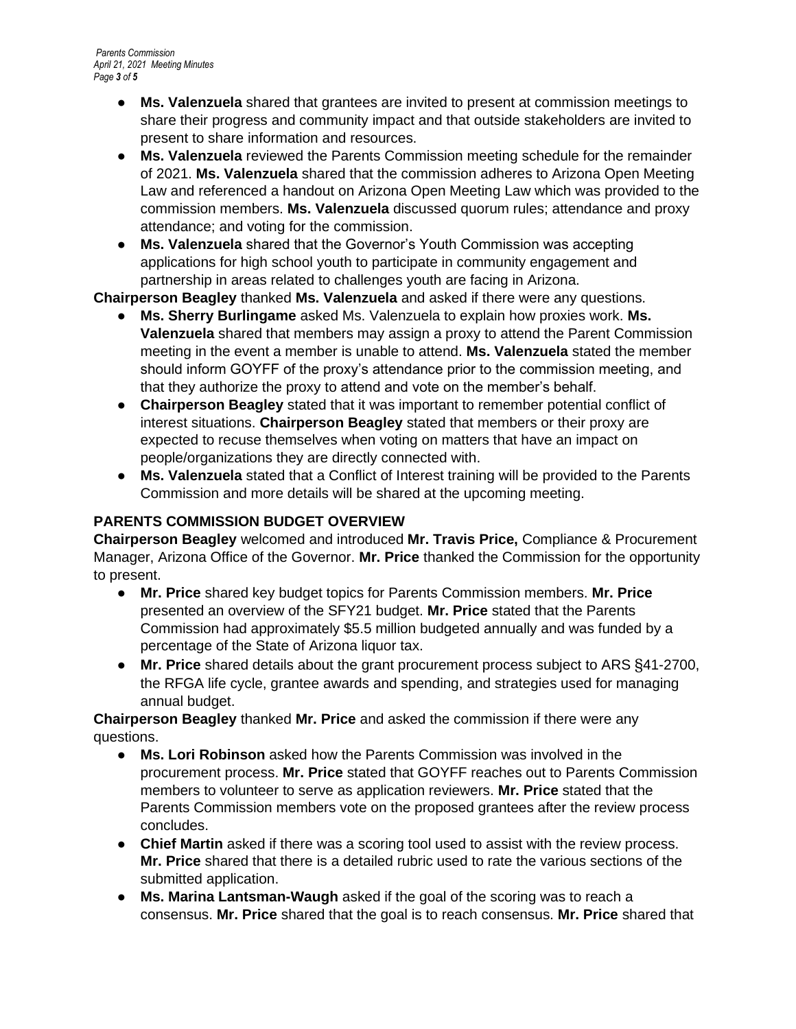- **Ms. Valenzuela** shared that grantees are invited to present at commission meetings to share their progress and community impact and that outside stakeholders are invited to present to share information and resources.
- **Ms. Valenzuela** reviewed the Parents Commission meeting schedule for the remainder of 2021. **Ms. Valenzuela** shared that the commission adheres to Arizona Open Meeting Law and referenced a handout on Arizona Open Meeting Law which was provided to the commission members. **Ms. Valenzuela** discussed quorum rules; attendance and proxy attendance; and voting for the commission.
- **Ms. Valenzuela** shared that the Governor's Youth Commission was accepting applications for high school youth to participate in community engagement and partnership in areas related to challenges youth are facing in Arizona.

**Chairperson Beagley** thanked **Ms. Valenzuela** and asked if there were any questions.

- **Ms. Sherry Burlingame** asked Ms. Valenzuela to explain how proxies work. **Ms. Valenzuela** shared that members may assign a proxy to attend the Parent Commission meeting in the event a member is unable to attend. **Ms. Valenzuela** stated the member should inform GOYFF of the proxy's attendance prior to the commission meeting, and that they authorize the proxy to attend and vote on the member's behalf.
- **Chairperson Beagley** stated that it was important to remember potential conflict of interest situations. **Chairperson Beagley** stated that members or their proxy are expected to recuse themselves when voting on matters that have an impact on people/organizations they are directly connected with.
- **Ms. Valenzuela** stated that a Conflict of Interest training will be provided to the Parents Commission and more details will be shared at the upcoming meeting.

**PARENTS COMMISSION BUDGET OVERVIEW**

**Chairperson Beagley** welcomed and introduced **Mr. Travis Price,** Compliance & Procurement Manager, Arizona Office of the Governor. **Mr. Price** thanked the Commission for the opportunity to present.

- **Mr. Price** shared key budget topics for Parents Commission members. **Mr. Price** presented an overview of the SFY21 budget. **Mr. Price** stated that the Parents Commission had approximately $5.5 million budgeted annually and was funded by a percentage of the State of Arizona liquor tax.
- **Mr. Price** shared details about the grant procurement process subject to ARS §41-2700, the RFGA life cycle, grantee awards and spending, and strategies used for managing annual budget.

**Chairperson Beagley** thanked **Mr. Price** and asked the commission if there were any questions.

- **Ms. Lori Robinson** asked how the Parents Commission was involved in the procurement process. **Mr. Price** stated that GOYFF reaches out to Parents Commission members to volunteer to serve as application reviewers. **Mr. Price** stated that the Parents Commission members vote on the proposed grantees after the review process concludes.
- **Chief Martin** asked if there was a scoring tool used to assist with the review process. **Mr. Price** shared that there is a detailed rubric used to rate the various sections of the submitted application.
- **Ms. Marina Lantsman-Waugh** asked if the goal of the scoring was to reach a consensus. **Mr. Price** shared that the goal is to reach consensus. **Mr. Price** shared that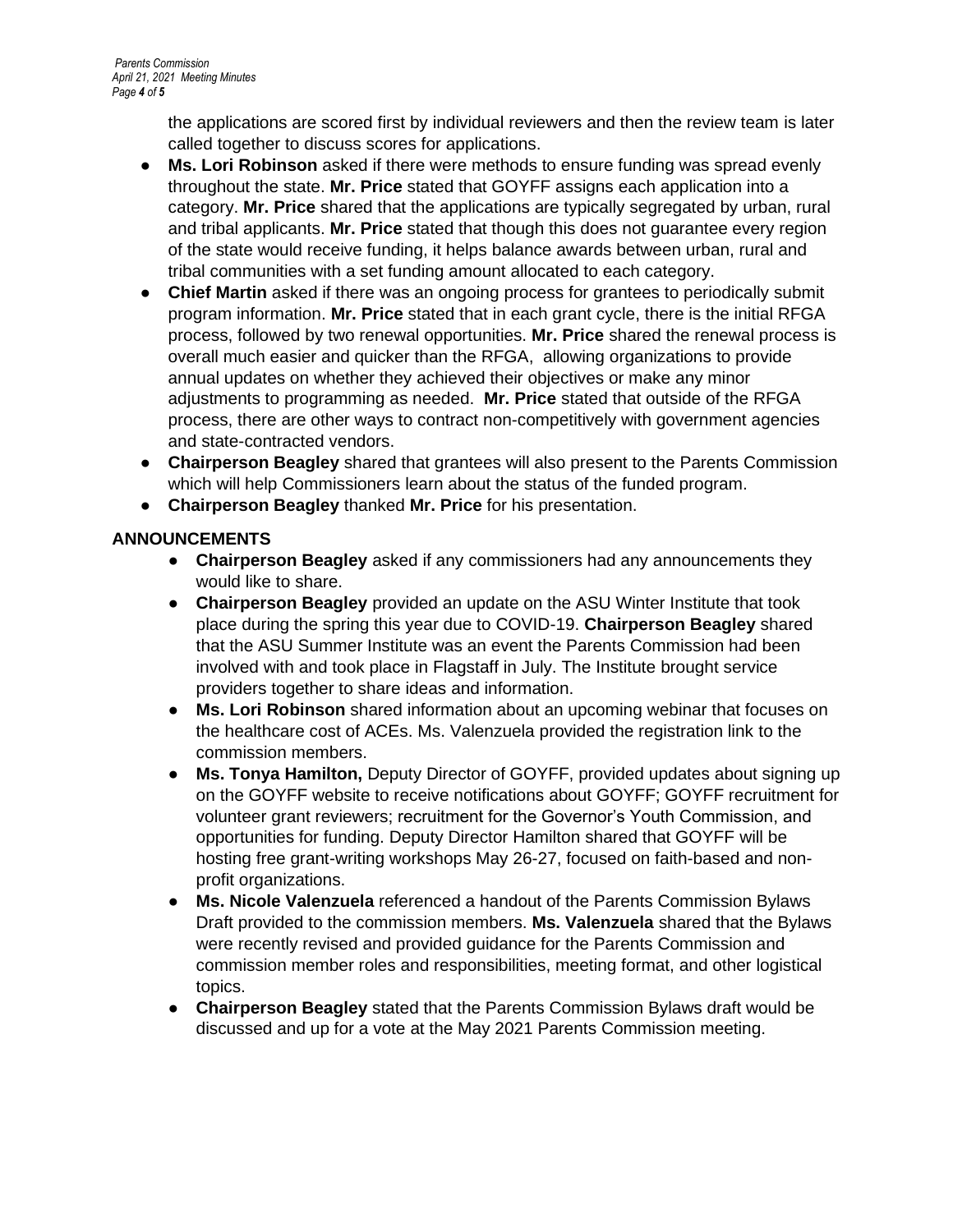the applications are scored first by individual reviewers and then the review team is later called together to discuss scores for applications.

- **Ms. Lori Robinson** asked if there were methods to ensure funding was spread evenly throughout the state. **Mr. Price** stated that GOYFF assigns each application into a category. **Mr. Price** shared that the applications are typically segregated by urban, rural and tribal applicants. **Mr. Price** stated that though this does not guarantee every region of the state would receive funding, it helps balance awards between urban, rural and tribal communities with a set funding amount allocated to each category.
- **Chief Martin** asked if there was an ongoing process for grantees to periodically submit program information. **Mr. Price** stated that in each grant cycle, there is the initial RFGA process, followed by two renewal opportunities. **Mr. Price** shared the renewal process is overall much easier and quicker than the RFGA, allowing organizations to provide annual updates on whether they achieved their objectives or make any minor adjustments to programming as needed. **Mr. Price** stated that outside of the RFGA process, there are other ways to contract non-competitively with government agencies and state-contracted vendors.
- **Chairperson Beagley** shared that grantees will also present to the Parents Commission which will help Commissioners learn about the status of the funded program.
- **Chairperson Beagley** thanked **Mr. Price** for his presentation.

**ANNOUNCEMENTS**

- **Chairperson Beagley** asked if any commissioners had any announcements they would like to share.
- **Chairperson Beagley** provided an update on the ASU Winter Institute that took place during the spring this year due to COVID-19. **Chairperson Beagley** shared that the ASU Summer Institute was an event the Parents Commission had been involved with and took place in Flagstaff in July. The Institute brought service providers together to share ideas and information.
- **Ms. Lori Robinson** shared information about an upcoming webinar that focuses on the healthcare cost of ACEs. Ms. Valenzuela provided the registration link to the commission members.
- **Ms. Tonya Hamilton,** Deputy Director of GOYFF, provided updates about signing up on the GOYFF website to receive notifications about GOYFF; GOYFF recruitment for volunteer grant reviewers; recruitment for the Governor's Youth Commission, and opportunities for funding. Deputy Director Hamilton shared that GOYFF will be hosting free grant-writing workshops May 26-27, focused on faith-based and non-profit organizations.
- **Ms. Nicole Valenzuela** referenced a handout of the Parents Commission Bylaws Draft provided to the commission members. **Ms. Valenzuela** shared that the Bylaws were recently revised and provided guidance for the Parents Commission and commission member roles and responsibilities, meeting format, and other logistical topics.
- **Chairperson Beagley** stated that the Parents Commission Bylaws draft would be discussed and up for a vote at the May 2021 Parents Commission meeting.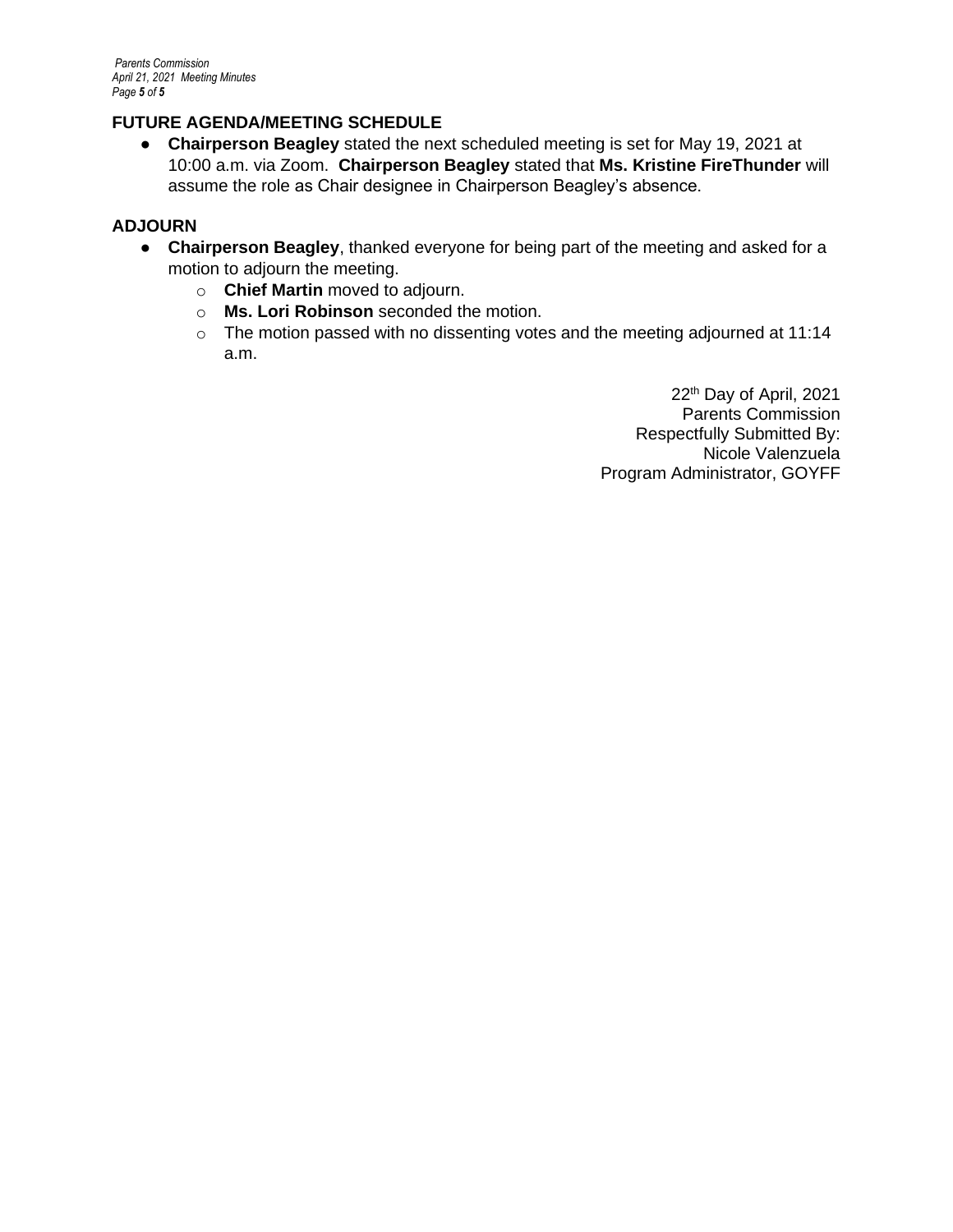## FUTURE AGENDA/MEETING SCHEDULE

- **Chairperson Beagley** stated the next scheduled meeting is set for May 19, 2021 at 10:00 a.m. via Zoom. **Chairperson Beagley** stated that **Ms. Kristine FireThunder** will assume the role as Chair designee in Chairperson Beagley's absence.

## ADJOURN

- **Chairperson Beagley**, thanked everyone for being part of the meeting and asked for a motion to adjourn the meeting.
  - **Chief Martin** moved to adjourn.
  - **Ms. Lori Robinson** seconded the motion.
  - The motion passed with no dissenting votes and the meeting adjourned at 11:14 a.m.

22th Day of April, 2021
Parents Commission
Respectfully Submitted By:
Nicole Valenzuela
Program Administrator, GOYFF